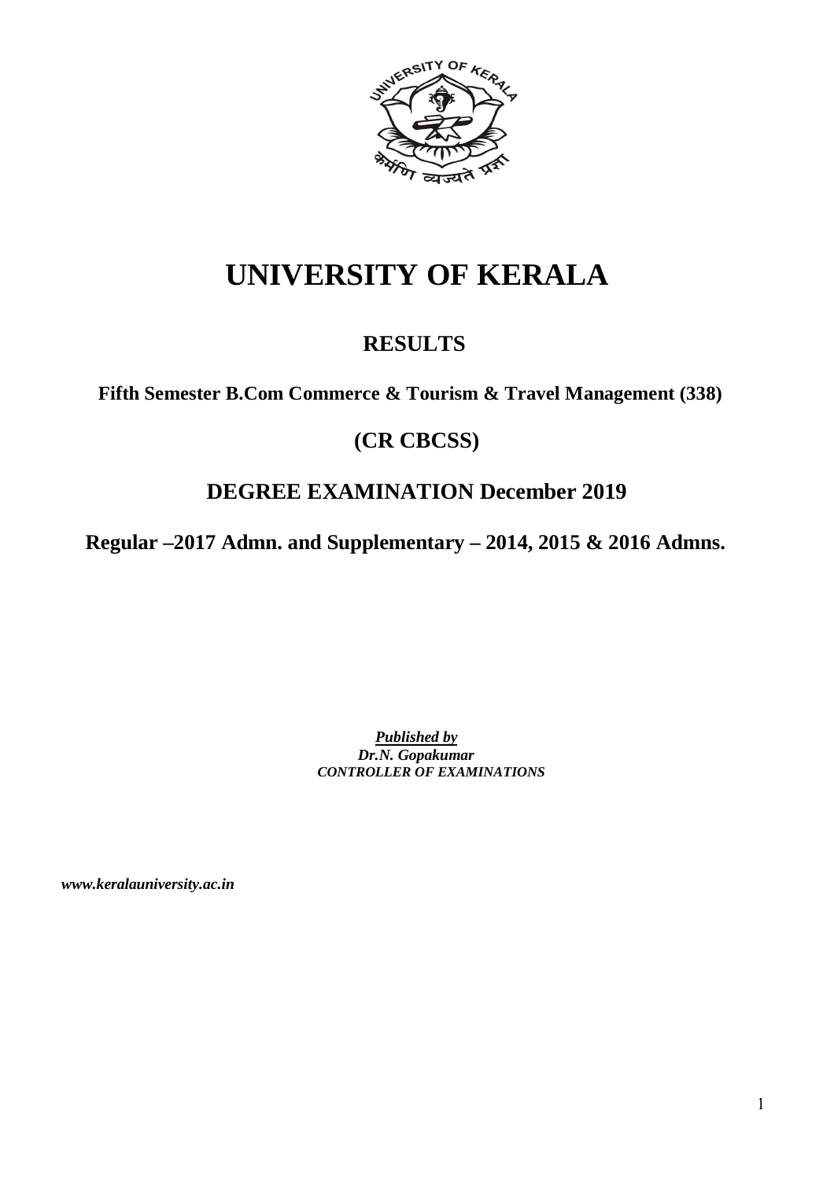# UNIVERSITY OF KERALA

## RESULTS

**Fifth Semester B.Com Commerce & Tourism & Travel Management (338)**

## (CR CBCSS)

## DEGREE EXAMINATION December 2019

**Regular –2017 Admn. and Supplementary – 2014, 2015 & 2016 Admns.**

***Published by***
***Dr.N. Gopakumar***
***CONTROLLER OF EXAMINATIONS***

***www.keralauniversity.ac.in***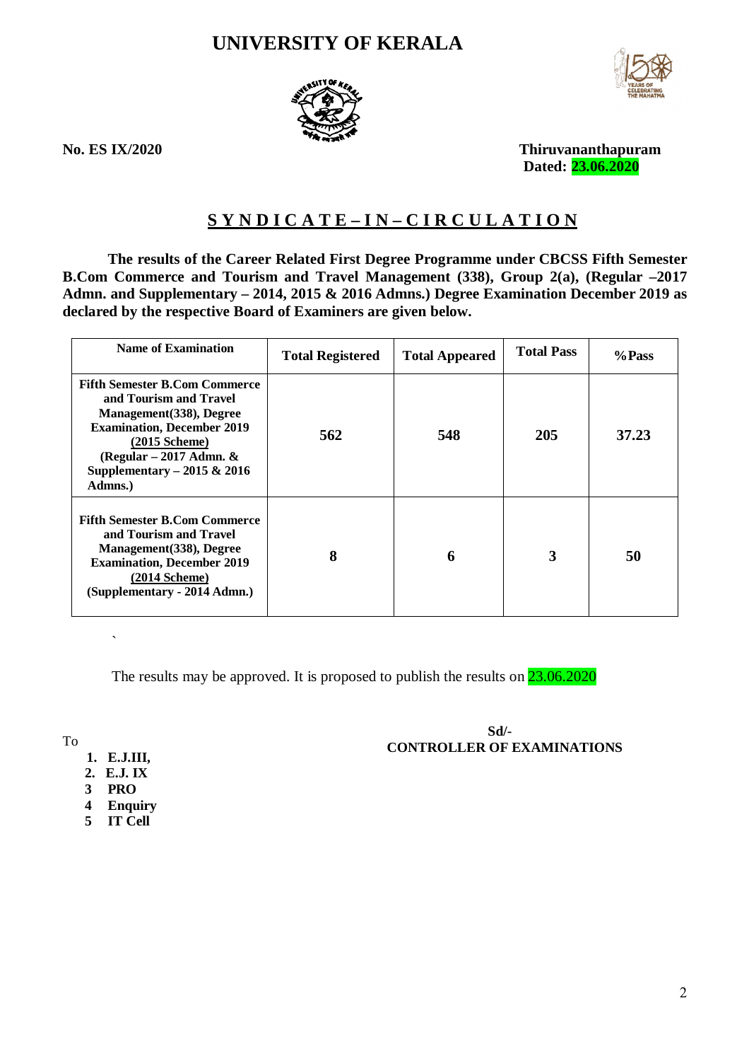# UNIVERSITY OF KERALA

**No. ES IX/2020** **Thiruvananthapuram**
**Dated: 23.06.2020**

## S Y N D I C A T E – I N – C I R C U L A T I O N

**The results of the Career Related First Degree Programme under CBCSS Fifth Semester B.Com Commerce and Tourism and Travel Management (338), Group 2(a), (Regular –2017 Admn. and Supplementary – 2014, 2015 & 2016 Admns.) Degree Examination December 2019 as declared by the respective Board of Examiners are given below.**

| Name of Examination | Total Registered | Total Appeared | Total Pass | %Pass |
|---|---|---|---|---|
| **Fifth Semester B.Com Commerce and Tourism and Travel Management(338), Degree Examination, December 2019 (2015 Scheme) (Regular – 2017 Admn. & Supplementary – 2015 & 2016 Admns.)** | **562** | **548** | **205** | **37.23** |
| **Fifth Semester B.Com Commerce and Tourism and Travel Management(338), Degree Examination, December 2019 (2014 Scheme) (Supplementary - 2014 Admn.)** | **8** | **6** | **3** | **50** |

`

The results may be approved. It is proposed to publish the results on 23.06.2020

**Sd/-**
**CONTROLLER OF EXAMINATIONS**

To

1. **E.J.III,**
2. **E.J. IX**
3. **PRO**
4. **Enquiry**
5. **IT Cell**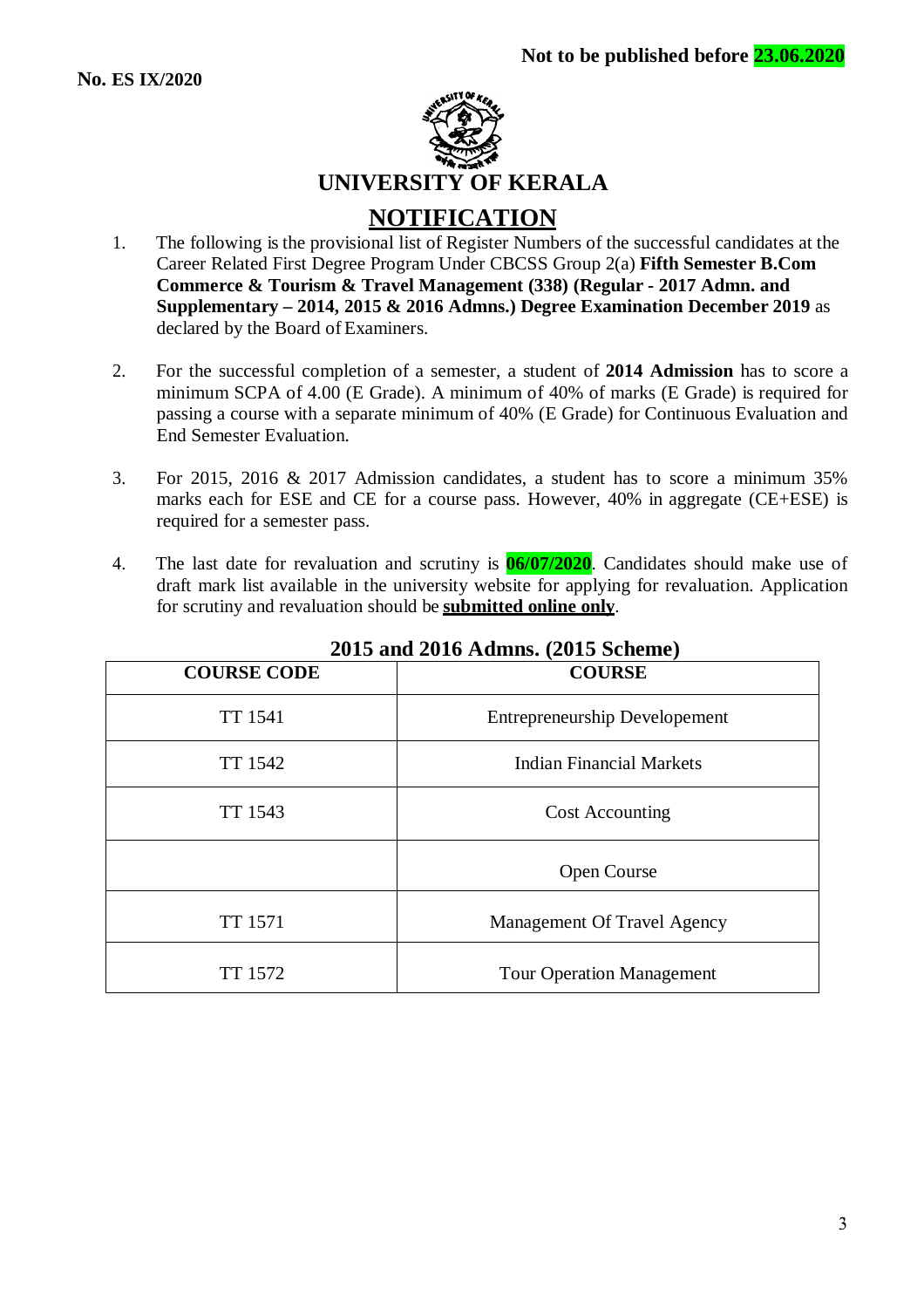**Not to be published before 23.06.2020**

**No. ES IX/2020**

# UNIVERSITY OF KERALA

## NOTIFICATION

1. The following is the provisional list of Register Numbers of the successful candidates at the Career Related First Degree Program Under CBCSS Group 2(a) **Fifth Semester B.Com Commerce & Tourism & Travel Management (338) (Regular - 2017 Admn. and Supplementary – 2014, 2015 & 2016 Admns.) Degree Examination December 2019** as declared by the Board of Examiners.

2. For the successful completion of a semester, a student of **2014 Admission** has to score a minimum SCPA of 4.00 (E Grade). A minimum of 40% of marks (E Grade) is required for passing a course with a separate minimum of 40% (E Grade) for Continuous Evaluation and End Semester Evaluation.

3. For 2015, 2016 & 2017 Admission candidates, a student has to score a minimum 35% marks each for ESE and CE for a course pass. However, 40% in aggregate (CE+ESE) is required for a semester pass.

4. The last date for revaluation and scrutiny is **06/07/2020**. Candidates should make use of draft mark list available in the university website for applying for revaluation. Application for scrutiny and revaluation should be **submitted online only**.

**2015 and 2016 Admns. (2015 Scheme)**

| COURSE CODE | COURSE |
|---|---|
| TT 1541 | Entrepreneurship Developement |
| TT 1542 | Indian Financial Markets |
| TT 1543 | Cost Accounting |
| | Open Course |
| TT 1571 | Management Of Travel Agency |
| TT 1572 | Tour Operation Management |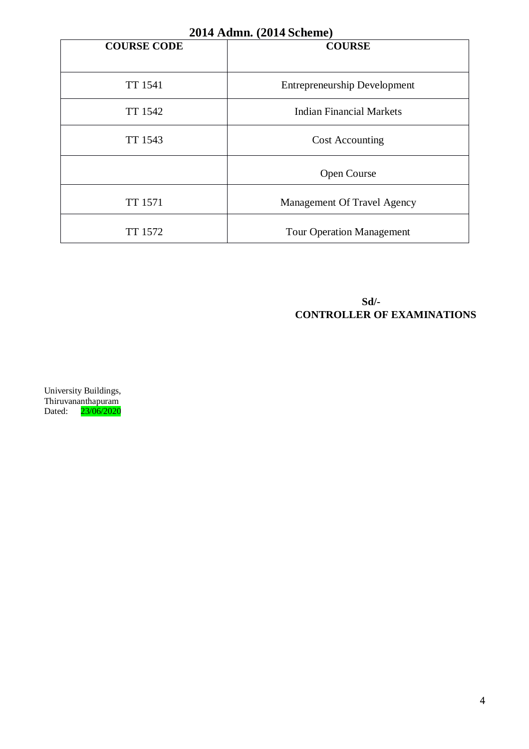## 2014 Admn. (2014 Scheme)

| COURSE CODE | COURSE |
|---|---|
| TT 1541 | Entrepreneurship Development |
| TT 1542 | Indian Financial Markets |
| TT 1543 | Cost Accounting |
| | Open Course |
| TT 1571 | Management Of Travel Agency |
| TT 1572 | Tour Operation Management |

**Sd/-**
**CONTROLLER OF EXAMINATIONS**

University Buildings,
Thiruvananthapuram
Dated: 23/06/2020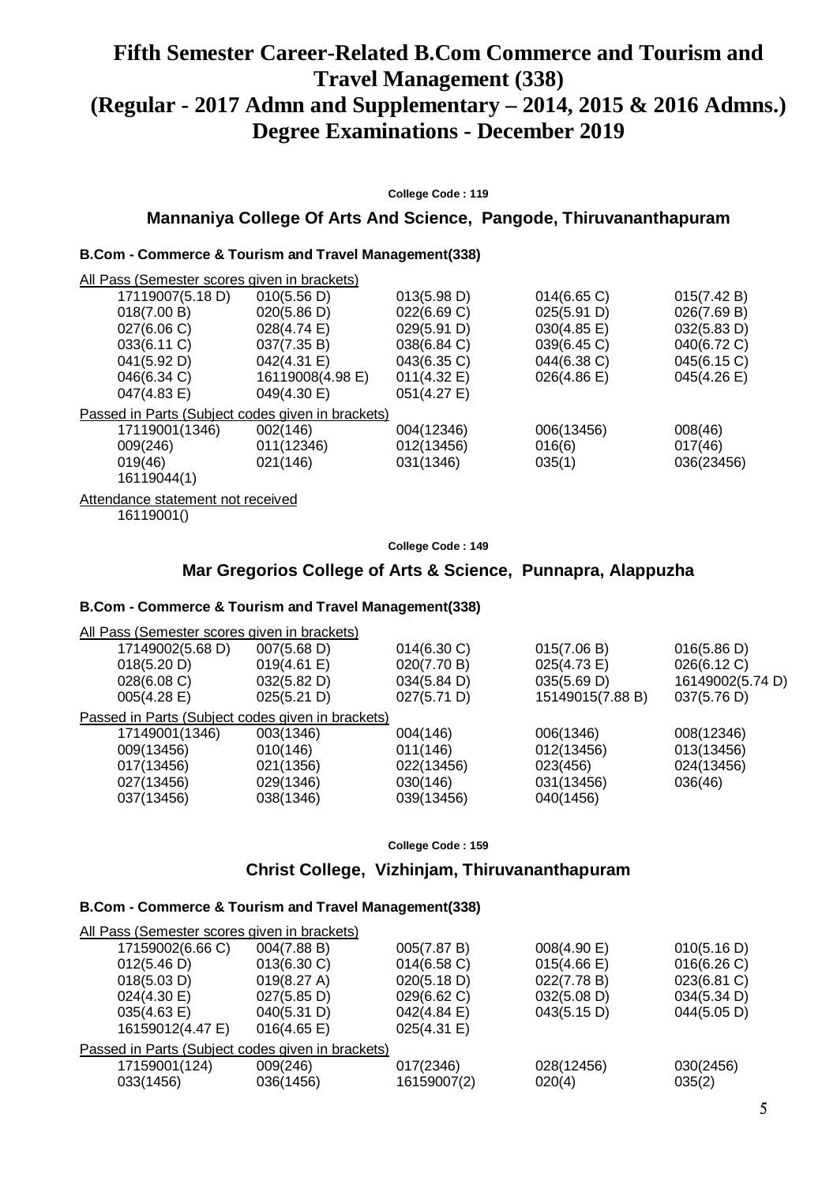# Fifth Semester Career-Related B.Com Commerce and Tourism and Travel Management (338)
# (Regular - 2017 Admn and Supplementary – 2014, 2015 & 2016 Admns.) Degree Examinations - December 2019

**College Code : 119**

## Mannaniya College Of Arts And Science, Pangode, Thiruvananthapuram

### B.Com - Commerce & Tourism and Travel Management(338)

All Pass (Semester scores given in brackets)

| | | | | |
|---|---|---|---|---|
| 17119007(5.18 D) | 010(5.56 D) | 013(5.98 D) | 014(6.65 C) | 015(7.42 B) |
| 018(7.00 B) | 020(5.86 D) | 022(6.69 C) | 025(5.91 D) | 026(7.69 B) |
| 027(6.06 C) | 028(4.74 E) | 029(5.91 D) | 030(4.85 E) | 032(5.83 D) |
| 033(6.11 C) | 037(7.35 B) | 038(6.84 C) | 039(6.45 C) | 040(6.72 C) |
| 041(5.92 D) | 042(4.31 E) | 043(6.35 C) | 044(6.38 C) | 045(6.15 C) |
| 046(6.34 C) | 16119008(4.98 E) | 011(4.32 E) | 026(4.86 E) | 045(4.26 E) |
| 047(4.83 E) | 049(4.30 E) | 051(4.27 E) | | |

Passed in Parts (Subject codes given in brackets)

| | | | | |
|---|---|---|---|---|
| 17119001(1346) | 002(146) | 004(12346) | 006(13456) | 008(46) |
| 009(246) | 011(12346) | 012(13456) | 016(6) | 017(46) |
| 019(46) | 021(146) | 031(1346) | 035(1) | 036(23456) |
| 16119044(1) | | | | |

Attendance statement not received

16119001()

**College Code : 149**

## Mar Gregorios College of Arts & Science, Punnapra, Alappuzha

### B.Com - Commerce & Tourism and Travel Management(338)

All Pass (Semester scores given in brackets)

| | | | | |
|---|---|---|---|---|
| 17149002(5.68 D) | 007(5.68 D) | 014(6.30 C) | 015(7.06 B) | 016(5.86 D) |
| 018(5.20 D) | 019(4.61 E) | 020(7.70 B) | 025(4.73 E) | 026(6.12 C) |
| 028(6.08 C) | 032(5.82 D) | 034(5.84 D) | 035(5.69 D) | 16149002(5.74 D) |
| 005(4.28 E) | 025(5.21 D) | 027(5.71 D) | 15149015(7.88 B) | 037(5.76 D) |

Passed in Parts (Subject codes given in brackets)

| | | | | |
|---|---|---|---|---|
| 17149001(1346) | 003(1346) | 004(146) | 006(1346) | 008(12346) |
| 009(13456) | 010(146) | 011(146) | 012(13456) | 013(13456) |
| 017(13456) | 021(1356) | 022(13456) | 023(456) | 024(13456) |
| 027(13456) | 029(1346) | 030(146) | 031(13456) | 036(46) |
| 037(13456) | 038(1346) | 039(13456) | 040(1456) | |

**College Code : 159**

## Christ College, Vizhinjam, Thiruvananthapuram

### B.Com - Commerce & Tourism and Travel Management(338)

All Pass (Semester scores given in brackets)

| | | | | |
|---|---|---|---|---|
| 17159002(6.66 C) | 004(7.88 B) | 005(7.87 B) | 008(4.90 E) | 010(5.16 D) |
| 012(5.46 D) | 013(6.30 C) | 014(6.58 C) | 015(4.66 E) | 016(6.26 C) |
| 018(5.03 D) | 019(8.27 A) | 020(5.18 D) | 022(7.78 B) | 023(6.81 C) |
| 024(4.30 E) | 027(5.85 D) | 029(6.62 C) | 032(5.08 D) | 034(5.34 D) |
| 035(4.63 E) | 040(5.31 D) | 042(4.84 E) | 043(5.15 D) | 044(5.05 D) |
| 16159012(4.47 E) | 016(4.65 E) | 025(4.31 E) | | |

Passed in Parts (Subject codes given in brackets)

| | | | | |
|---|---|---|---|---|
| 17159001(124) | 009(246) | 017(2346) | 028(12456) | 030(2456) |
| 033(1456) | 036(1456) | 16159007(2) | 020(4) | 035(2) |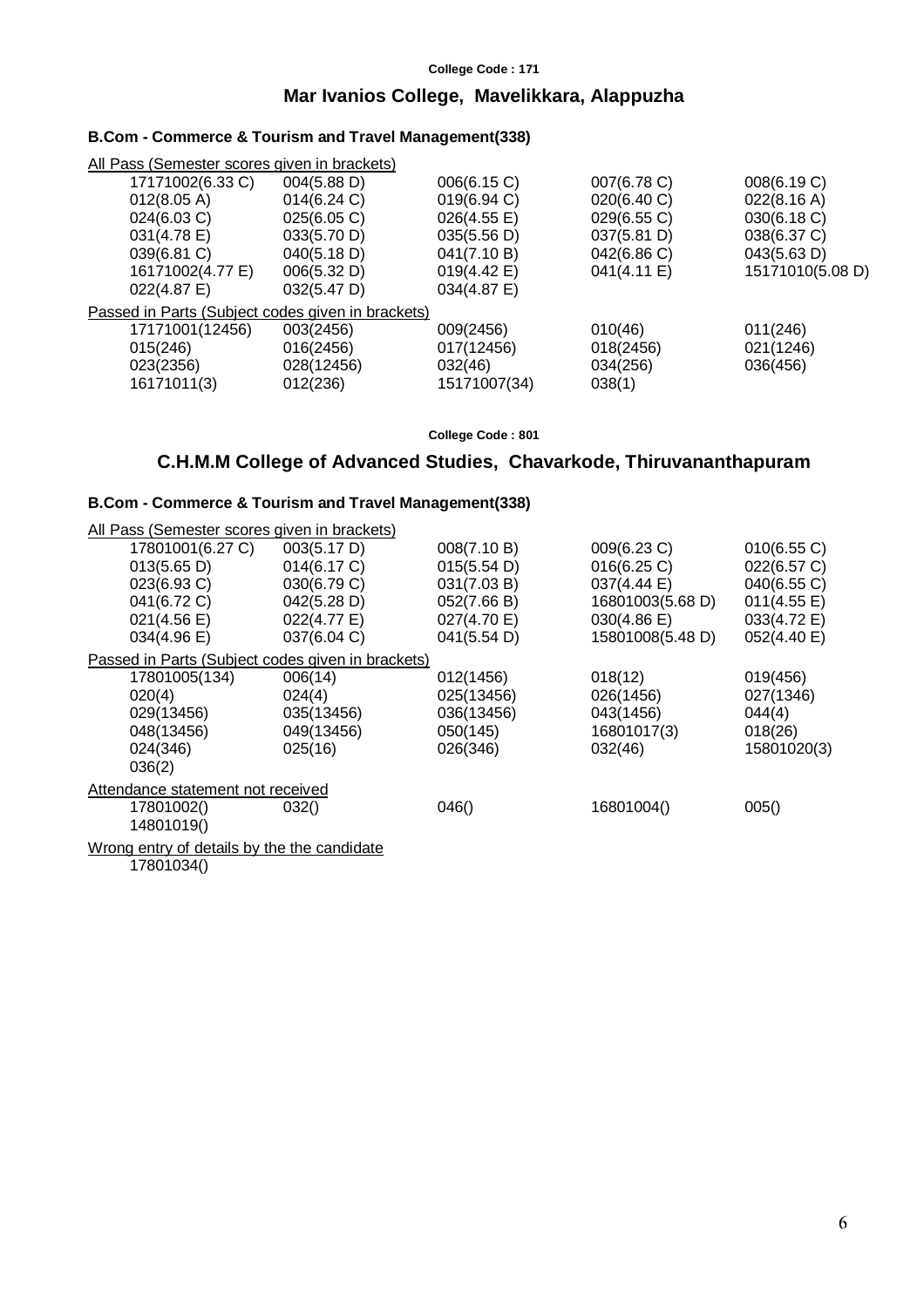**College Code : 171**

## Mar Ivanios College, Mavelikkara, Alappuzha

### B.Com - Commerce & Tourism and Travel Management(338)

All Pass (Semester scores given in brackets)

| | | | | |
|---|---|---|---|---|
| 17171002(6.33 C) | 004(5.88 D) | 006(6.15 C) | 007(6.78 C) | 008(6.19 C) |
| 012(8.05 A) | 014(6.24 C) | 019(6.94 C) | 020(6.40 C) | 022(8.16 A) |
| 024(6.03 C) | 025(6.05 C) | 026(4.55 E) | 029(6.55 C) | 030(6.18 C) |
| 031(4.78 E) | 033(5.70 D) | 035(5.56 D) | 037(5.81 D) | 038(6.37 C) |
| 039(6.81 C) | 040(5.18 D) | 041(7.10 B) | 042(6.86 C) | 043(5.63 D) |
| 16171002(4.77 E) | 006(5.32 D) | 019(4.42 E) | 041(4.11 E) | 15171010(5.08 D) |
| 022(4.87 E) | 032(5.47 D) | 034(4.87 E) | | |

Passed in Parts (Subject codes given in brackets)

| | | | | |
|---|---|---|---|---|
| 17171001(12456) | 003(2456) | 009(2456) | 010(46) | 011(246) |
| 015(246) | 016(2456) | 017(12456) | 018(2456) | 021(1246) |
| 023(2356) | 028(12456) | 032(46) | 034(256) | 036(456) |
| 16171011(3) | 012(236) | 15171007(34) | 038(1) | |

**College Code : 801**

## C.H.M.M College of Advanced Studies, Chavarkode, Thiruvananthapuram

### B.Com - Commerce & Tourism and Travel Management(338)

All Pass (Semester scores given in brackets)

| | | | | |
|---|---|---|---|---|
| 17801001(6.27 C) | 003(5.17 D) | 008(7.10 B) | 009(6.23 C) | 010(6.55 C) |
| 013(5.65 D) | 014(6.17 C) | 015(5.54 D) | 016(6.25 C) | 022(6.57 C) |
| 023(6.93 C) | 030(6.79 C) | 031(7.03 B) | 037(4.44 E) | 040(6.55 C) |
| 041(6.72 C) | 042(5.28 D) | 052(7.66 B) | 16801003(5.68 D) | 011(4.55 E) |
| 021(4.56 E) | 022(4.77 E) | 027(4.70 E) | 030(4.86 E) | 033(4.72 E) |
| 034(4.96 E) | 037(6.04 C) | 041(5.54 D) | 15801008(5.48 D) | 052(4.40 E) |

Passed in Parts (Subject codes given in brackets)

| | | | | |
|---|---|---|---|---|
| 17801005(134) | 006(14) | 012(1456) | 018(12) | 019(456) |
| 020(4) | 024(4) | 025(13456) | 026(1456) | 027(1346) |
| 029(13456) | 035(13456) | 036(13456) | 043(1456) | 044(4) |
| 048(13456) | 049(13456) | 050(145) | 16801017(3) | 018(26) |
| 024(346) | 025(16) | 026(346) | 032(46) | 15801020(3) |
| 036(2) | | | | |

Attendance statement not received

| | | | | |
|---|---|---|---|---|
| 17801002() | 032() | 046() | 16801004() | 005() |
| 14801019() | | | | |

Wrong entry of details by the candidate

17801034()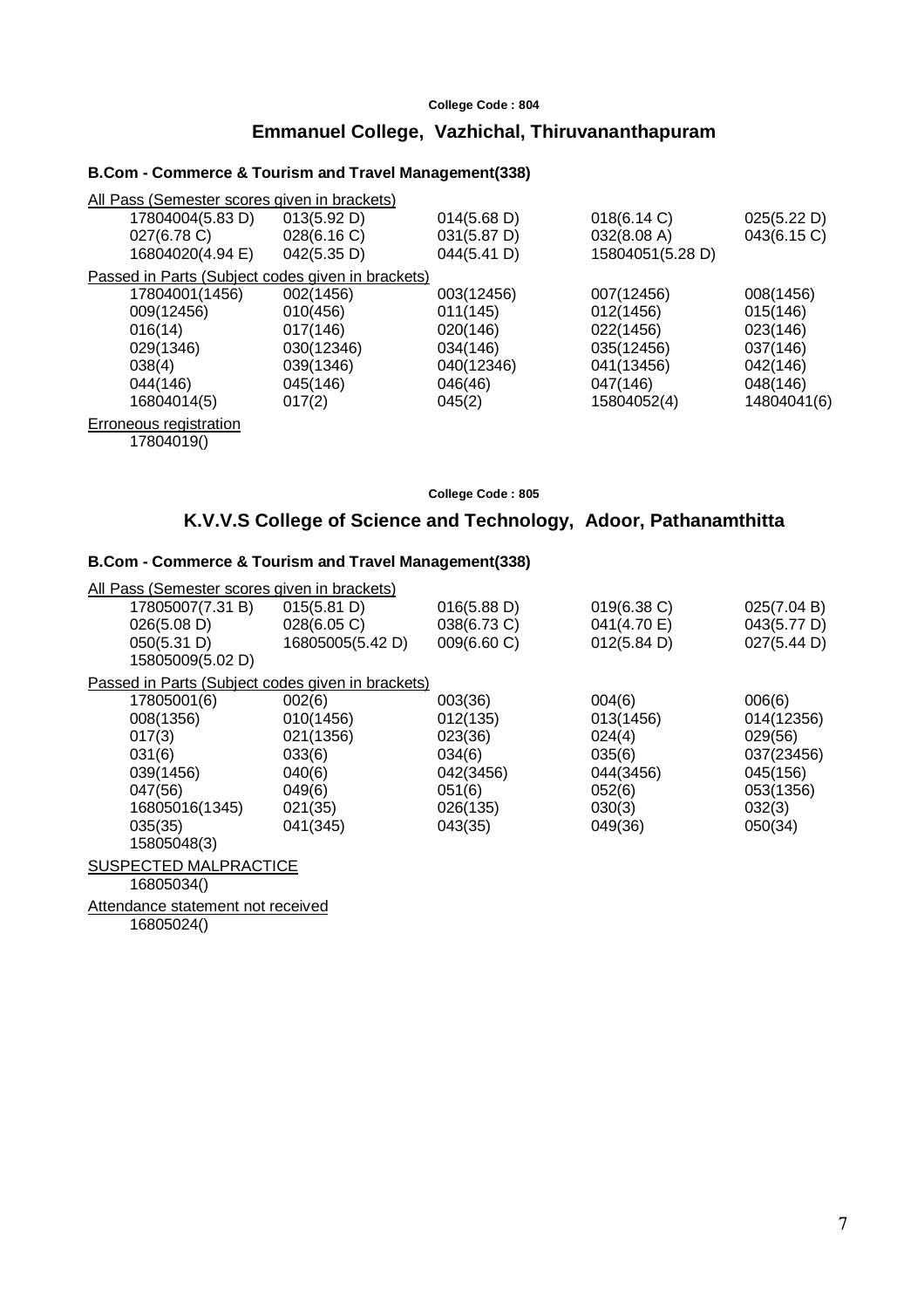**College Code : 804**

## Emmanuel College, Vazhichal, Thiruvananthapuram

### B.Com - Commerce & Tourism and Travel Management(338)

All Pass (Semester scores given in brackets)

| | | | | |
|---|---|---|---|---|
| 17804004(5.83 D) | 013(5.92 D) | 014(5.68 D) | 018(6.14 C) | 025(5.22 D) |
| 027(6.78 C) | 028(6.16 C) | 031(5.87 D) | 032(8.08 A) | 043(6.15 C) |
| 16804020(4.94 E) | 042(5.35 D) | 044(5.41 D) | 15804051(5.28 D) | |

Passed in Parts (Subject codes given in brackets)

| | | | | |
|---|---|---|---|---|
| 17804001(1456) | 002(1456) | 003(12456) | 007(12456) | 008(1456) |
| 009(12456) | 010(456) | 011(145) | 012(1456) | 015(146) |
| 016(14) | 017(146) | 020(146) | 022(1456) | 023(146) |
| 029(1346) | 030(12346) | 034(146) | 035(12456) | 037(146) |
| 038(4) | 039(1346) | 040(12346) | 041(13456) | 042(146) |
| 044(146) | 045(146) | 046(46) | 047(146) | 048(146) |
| 16804014(5) | 017(2) | 045(2) | 15804052(4) | 14804041(6) |

Erroneous registration

17804019()

**College Code : 805**

## K.V.V.S College of Science and Technology, Adoor, Pathanamthitta

### B.Com - Commerce & Tourism and Travel Management(338)

All Pass (Semester scores given in brackets)

| | | | | |
|---|---|---|---|---|
| 17805007(7.31 B) | 015(5.81 D) | 016(5.88 D) | 019(6.38 C) | 025(7.04 B) |
| 026(5.08 D) | 028(6.05 C) | 038(6.73 C) | 041(4.70 E) | 043(5.77 D) |
| 050(5.31 D) | 16805005(5.42 D) | 009(6.60 C) | 012(5.84 D) | 027(5.44 D) |
| 15805009(5.02 D) | | | | |

Passed in Parts (Subject codes given in brackets)

| | | | | |
|---|---|---|---|---|
| 17805001(6) | 002(6) | 003(36) | 004(6) | 006(6) |
| 008(1356) | 010(1456) | 012(135) | 013(1456) | 014(12356) |
| 017(3) | 021(1356) | 023(36) | 024(4) | 029(56) |
| 031(6) | 033(6) | 034(6) | 035(6) | 037(23456) |
| 039(1456) | 040(6) | 042(3456) | 044(3456) | 045(156) |
| 047(56) | 049(6) | 051(6) | 052(6) | 053(1356) |
| 16805016(1345) | 021(35) | 026(135) | 030(3) | 032(3) |
| 035(35) | 041(345) | 043(35) | 049(36) | 050(34) |
| 15805048(3) | | | | |

SUSPECTED MALPRACTICE

16805034()

Attendance statement not received

16805024()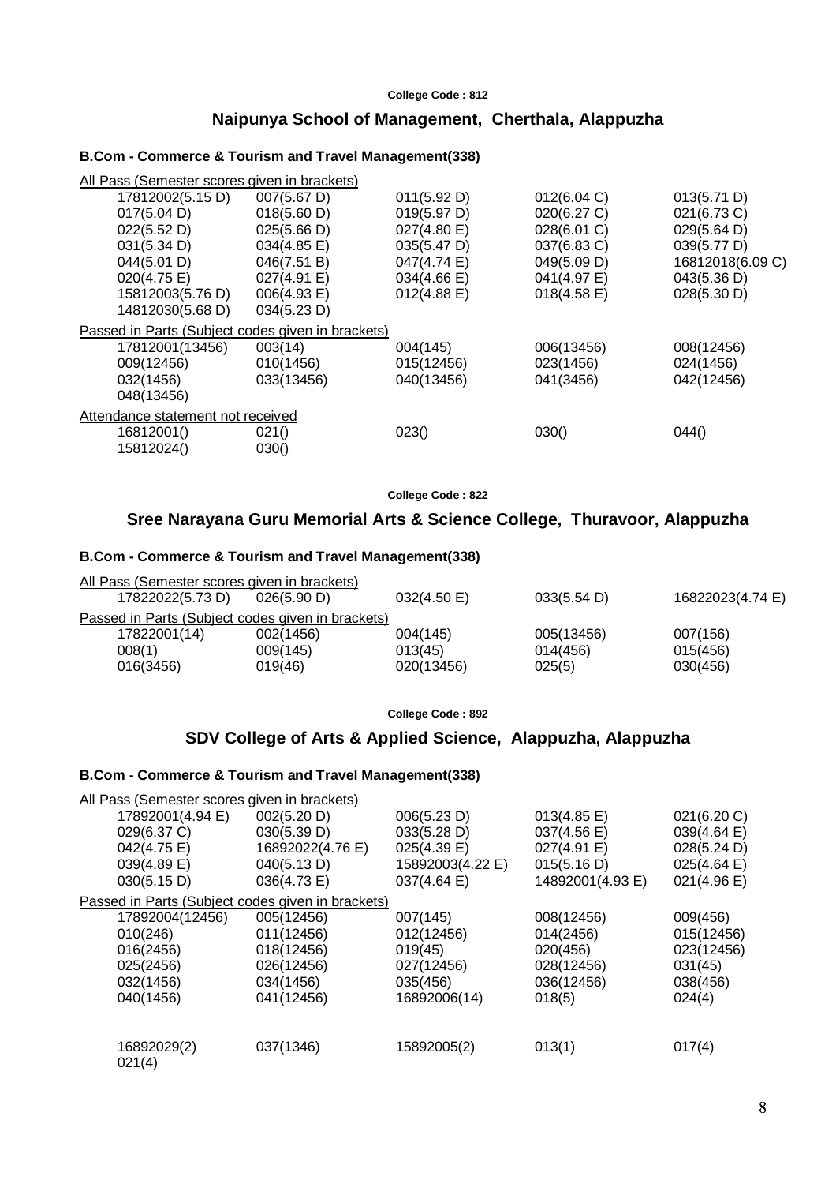College Code : 812

## Naipunya School of Management, Cherthala, Alappuzha

### B.Com - Commerce & Tourism and Travel Management(338)

All Pass (Semester scores given in brackets)

| | | | | |
|---|---|---|---|---|
| 17812002(5.15 D) | 007(5.67 D) | 011(5.92 D) | 012(6.04 C) | 013(5.71 D) |
| 017(5.04 D) | 018(5.60 D) | 019(5.97 D) | 020(6.27 C) | 021(6.73 C) |
| 022(5.52 D) | 025(5.66 D) | 027(4.80 E) | 028(6.01 C) | 029(5.64 D) |
| 031(5.34 D) | 034(4.85 E) | 035(5.47 D) | 037(6.83 C) | 039(5.77 D) |
| 044(5.01 D) | 046(7.51 B) | 047(4.74 E) | 049(5.09 D) | 16812018(6.09 C) |
| 020(4.75 E) | 027(4.91 E) | 034(4.66 E) | 041(4.97 E) | 043(5.36 D) |
| 15812003(5.76 D) | 006(4.93 E) | 012(4.88 E) | 018(4.58 E) | 028(5.30 D) |
| 14812030(5.68 D) | 034(5.23 D) | | | |

Passed in Parts (Subject codes given in brackets)

| | | | | |
|---|---|---|---|---|
| 17812001(13456) | 003(14) | 004(145) | 006(13456) | 008(12456) |
| 009(12456) | 010(1456) | 015(12456) | 023(1456) | 024(1456) |
| 032(1456) | 033(13456) | 040(13456) | 041(3456) | 042(12456) |
| 048(13456) | | | | |

Attendance statement not received

| | | | | |
|---|---|---|---|---|
| 16812001() | 021() | 023() | 030() | 044() |
| 15812024() | 030() | | | |

College Code : 822

## Sree Narayana Guru Memorial Arts & Science College, Thuravoor, Alappuzha

### B.Com - Commerce & Tourism and Travel Management(338)

All Pass (Semester scores given in brackets)

| | | | | |
|---|---|---|---|---|
| 17822022(5.73 D) | 026(5.90 D) | 032(4.50 E) | 033(5.54 D) | 16822023(4.74 E) |

Passed in Parts (Subject codes given in brackets)

| | | | | |
|---|---|---|---|---|
| 17822001(14) | 002(1456) | 004(145) | 005(13456) | 007(156) |
| 008(1) | 009(145) | 013(45) | 014(456) | 015(456) |
| 016(3456) | 019(46) | 020(13456) | 025(5) | 030(456) |

College Code : 892

## SDV College of Arts & Applied Science, Alappuzha, Alappuzha

### B.Com - Commerce & Tourism and Travel Management(338)

All Pass (Semester scores given in brackets)

| | | | | |
|---|---|---|---|---|
| 17892001(4.94 E) | 002(5.20 D) | 006(5.23 D) | 013(4.85 E) | 021(6.20 C) |
| 029(6.37 C) | 030(5.39 D) | 033(5.28 D) | 037(4.56 E) | 039(4.64 E) |
| 042(4.75 E) | 16892022(4.76 E) | 025(4.39 E) | 027(4.91 E) | 028(5.24 D) |
| 039(4.89 E) | 040(5.13 D) | 15892003(4.22 E) | 015(5.16 D) | 025(4.64 E) |
| 030(5.15 D) | 036(4.73 E) | 037(4.64 E) | 14892001(4.93 E) | 021(4.96 E) |

Passed in Parts (Subject codes given in brackets)

| | | | | |
|---|---|---|---|---|
| 17892004(12456) | 005(12456) | 007(145) | 008(12456) | 009(456) |
| 010(246) | 011(12456) | 012(12456) | 014(2456) | 015(12456) |
| 016(2456) | 018(12456) | 019(45) | 020(456) | 023(12456) |
| 025(2456) | 026(12456) | 027(12456) | 028(12456) | 031(45) |
| 032(1456) | 034(1456) | 035(456) | 036(12456) | 038(456) |
| 040(1456) | 041(12456) | 16892006(14) | 018(5) | 024(4) |
| 16892029(2) | 037(1346) | 15892005(2) | 013(1) | 017(4) |
| 021(4) | | | | |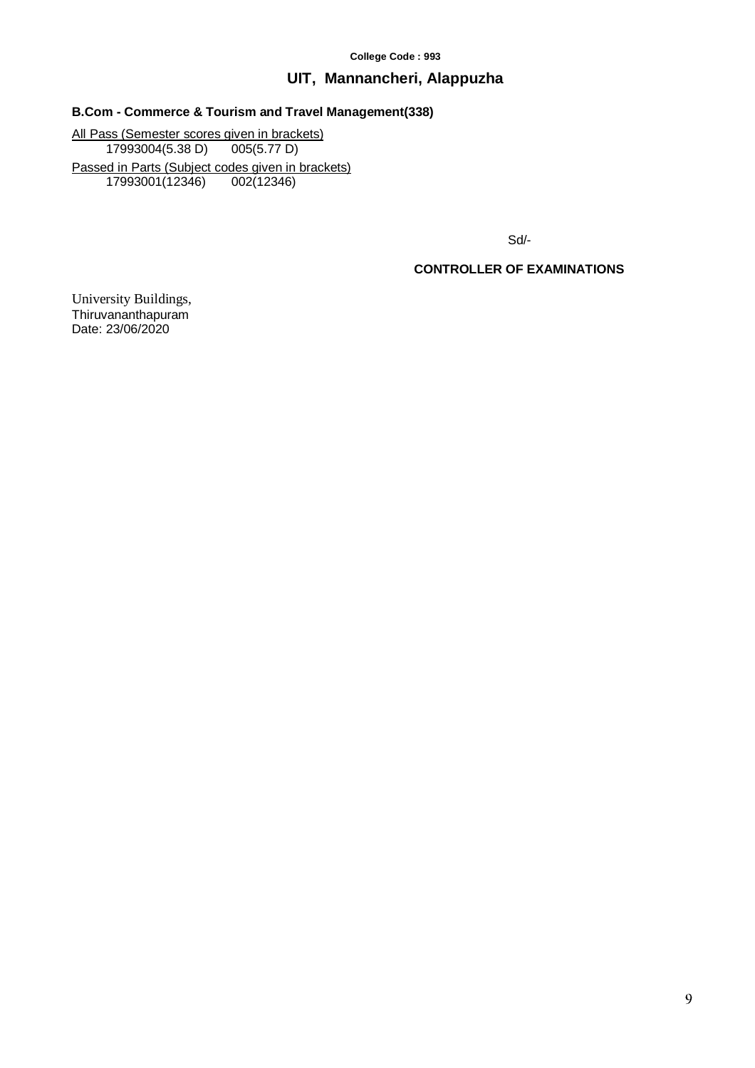**College Code : 993**

## UIT, Mannancheri, Alappuzha

**B.Com - Commerce & Tourism and Travel Management(338)**

All Pass (Semester scores given in brackets)

17993004(5.38 D) 005(5.77 D)

Passed in Parts (Subject codes given in brackets)

17993001(12346) 002(12346)

Sd/-

**CONTROLLER OF EXAMINATIONS**

University Buildings,
Thiruvananthapuram
Date: 23/06/2020